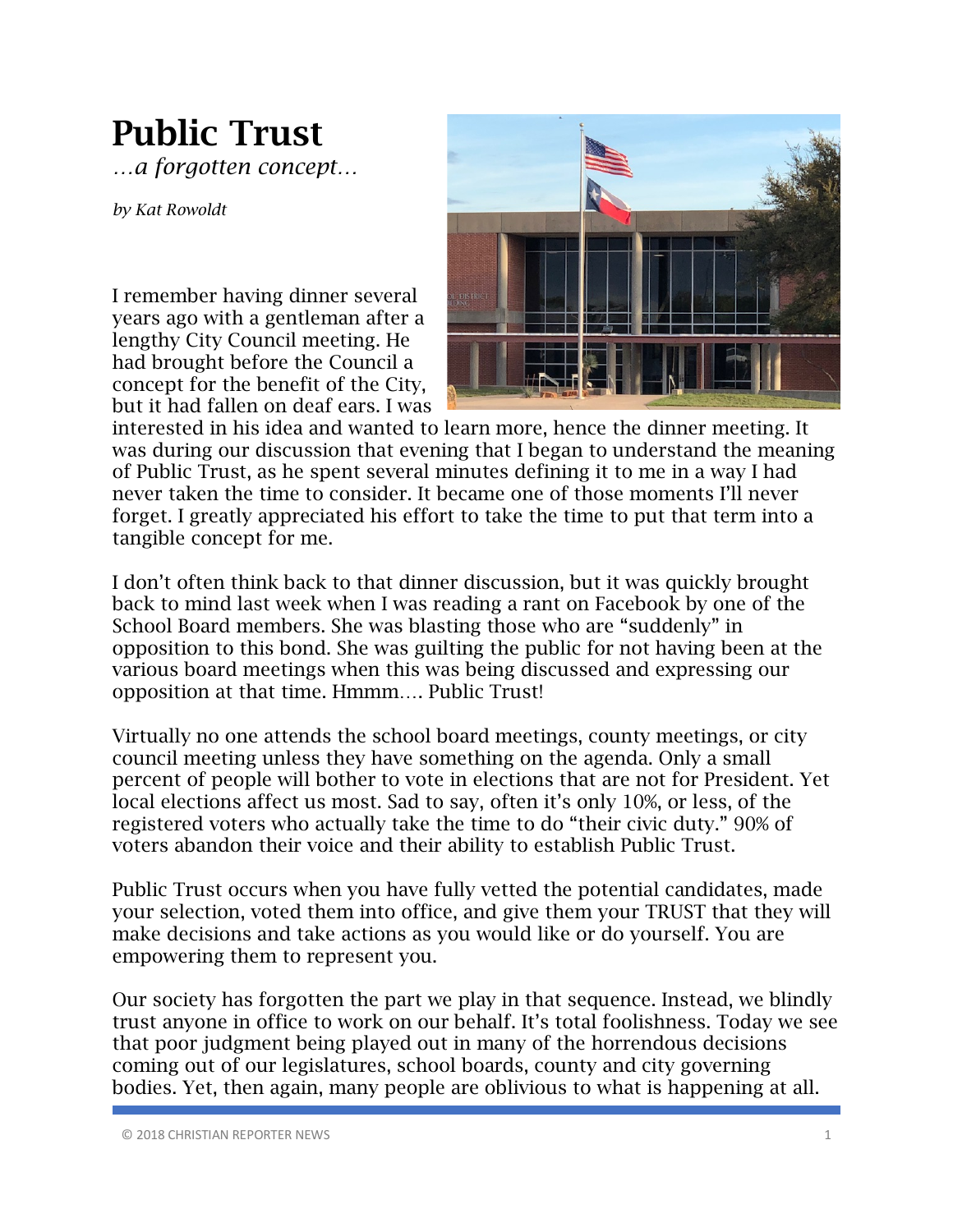# Public Trust

*…a forgotten concept…*

*by Kat Rowoldt*

I remember having dinner several years ago with a gentleman after a lengthy City Council meeting. He had brought before the Council a concept for the benefit of the City, but it had fallen on deaf ears. I was interested in his idea and wanted to learn more, hence the dinner meeting. It was during our discussion that evening that I began to understand the meaning of Public Trust, as he spent several minutes defining it to me in a way I had never taken the time to consider. It became one of those moments I'll never forget. I greatly appreciated his effort to take the time to put that term into a tangible concept for me.

I don't often think back to that dinner discussion, but it was quickly brought back to mind last week when I was reading a rant on Facebook by one of the School Board members. She was blasting those who are "suddenly" in opposition to this bond. She was guilting the public for not having been at the various board meetings when this was being discussed and expressing our opposition at that time. Hmmm…. Public Trust!

Virtually no one attends the school board meetings, county meetings, or city council meeting unless they have something on the agenda. Only a small percent of people will bother to vote in elections that are not for President. Yet local elections affect us most. Sad to say, often it's only 10%, or less, of the registered voters who actually take the time to do "their civic duty." 90% of voters abandon their voice and their ability to establish Public Trust.

Public Trust occurs when you have fully vetted the potential candidates, made your selection, voted them into office, and give them your TRUST that they will make decisions and take actions as you would like or do yourself. You are empowering them to represent you.

Our society has forgotten the part we play in that sequence. Instead, we blindly trust anyone in office to work on our behalf. It's total foolishness. Today we see that poor judgment being played out in many of the horrendous decisions coming out of our legislatures, school boards, county and city governing bodies. Yet, then again, many people are oblivious to what is happening at all.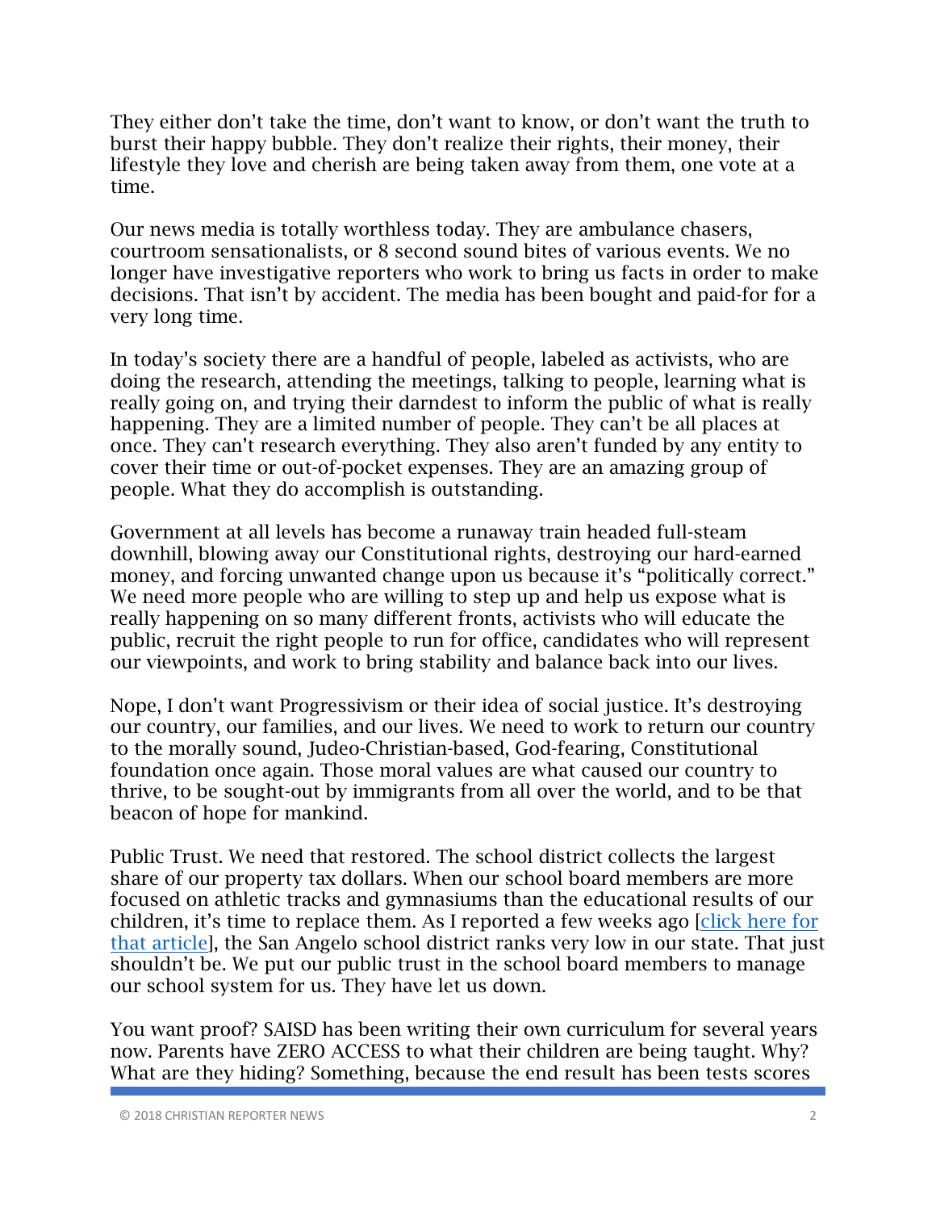They either don't take the time, don't want to know, or don't want the truth to burst their happy bubble. They don't realize their rights, their money, their lifestyle they love and cherish are being taken away from them, one vote at a time.

Our news media is totally worthless today. They are ambulance chasers, courtroom sensationalists, or 8 second sound bites of various events. We no longer have investigative reporters who work to bring us facts in order to make decisions. That isn't by accident. The media has been bought and paid-for for a very long time.

In today's society there are a handful of people, labeled as activists, who are doing the research, attending the meetings, talking to people, learning what is really going on, and trying their darndest to inform the public of what is really happening. They are a limited number of people. They can't be all places at once. They can't research everything. They also aren't funded by any entity to cover their time or out-of-pocket expenses. They are an amazing group of people. What they do accomplish is outstanding.

Government at all levels has become a runaway train headed full-steam downhill, blowing away our Constitutional rights, destroying our hard-earned money, and forcing unwanted change upon us because it's "politically correct." We need more people who are willing to step up and help us expose what is really happening on so many different fronts, activists who will educate the public, recruit the right people to run for office, candidates who will represent our viewpoints, and work to bring stability and balance back into our lives.

Nope, I don't want Progressivism or their idea of social justice. It's destroying our country, our families, and our lives. We need to work to return our country to the morally sound, Judeo-Christian-based, God-fearing, Constitutional foundation once again. Those moral values are what caused our country to thrive, to be sought-out by immigrants from all over the world, and to be that beacon of hope for mankind.

Public Trust. We need that restored. The school district collects the largest share of our property tax dollars. When our school board members are more focused on athletic tracks and gymnasiums than the educational results of our children, it's time to replace them. As I reported a few weeks ago [click here for that article], the San Angelo school district ranks very low in our state. That just shouldn't be. We put our public trust in the school board members to manage our school system for us. They have let us down.

You want proof? SAISD has been writing their own curriculum for several years now. Parents have ZERO ACCESS to what their children are being taught. Why? What are they hiding? Something, because the end result has been tests scores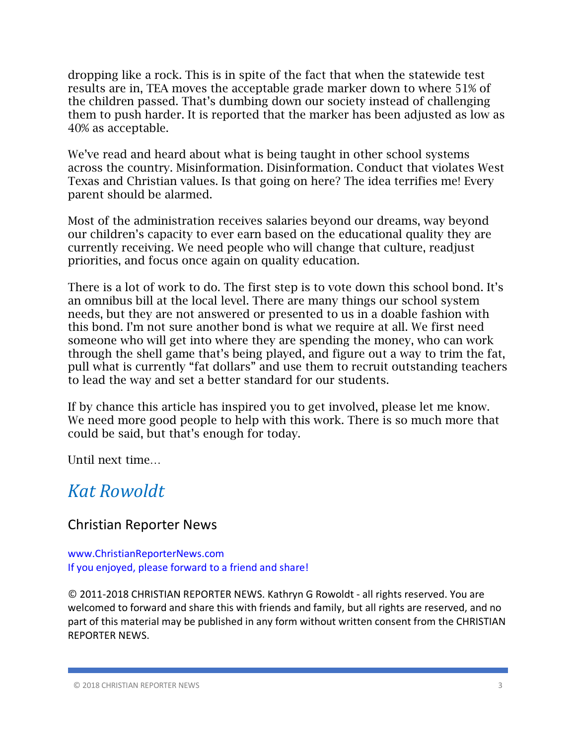dropping like a rock. This is in spite of the fact that when the statewide test results are in, TEA moves the acceptable grade marker down to where 51% of the children passed. That's dumbing down our society instead of challenging them to push harder. It is reported that the marker has been adjusted as low as 40% as acceptable.

We've read and heard about what is being taught in other school systems across the country. Misinformation. Disinformation. Conduct that violates West Texas and Christian values. Is that going on here? The idea terrifies me! Every parent should be alarmed.

Most of the administration receives salaries beyond our dreams, way beyond our children's capacity to ever earn based on the educational quality they are currently receiving. We need people who will change that culture, readjust priorities, and focus once again on quality education.

There is a lot of work to do. The first step is to vote down this school bond. It's an omnibus bill at the local level. There are many things our school system needs, but they are not answered or presented to us in a doable fashion with this bond. I'm not sure another bond is what we require at all. We first need someone who will get into where they are spending the money, who can work through the shell game that's being played, and figure out a way to trim the fat, pull what is currently "fat dollars" and use them to recruit outstanding teachers to lead the way and set a better standard for our students.

If by chance this article has inspired you to get involved, please let me know. We need more good people to help with this work. There is so much more that could be said, but that's enough for today.

Until next time…

## *Kat Rowoldt*

Christian Reporter News

www.ChristianReporterNews.com
If you enjoyed, please forward to a friend and share!

© 2011-2018 CHRISTIAN REPORTER NEWS. Kathryn G Rowoldt - all rights reserved. You are welcomed to forward and share this with friends and family, but all rights are reserved, and no part of this material may be published in any form without written consent from the CHRISTIAN REPORTER NEWS.